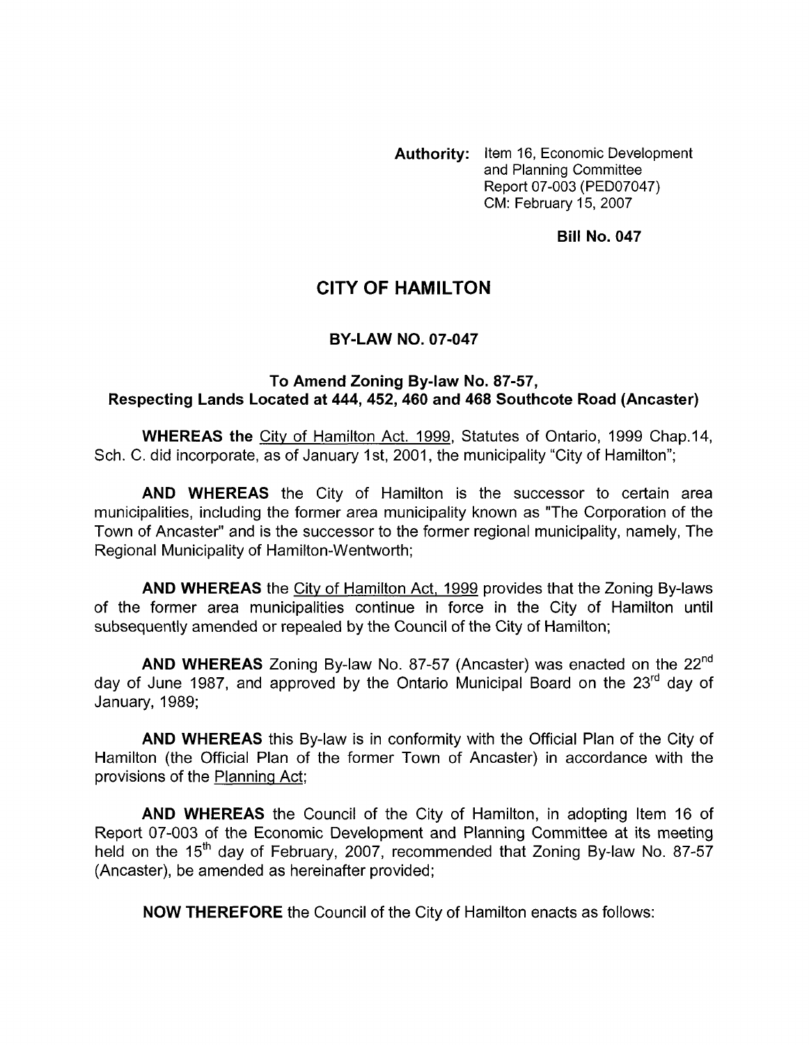**Authority:** Item 16, Economic Development and Planning Committee Report 07-003 (PED07047) CM: February 15, 2007

**Bill No. 047**

# CITY OF HAMILTON

## BY-LAW NO. 07-047

### To Amend Zoning By-law No. 87-57, Respecting Lands Located at 444, 452, 460 and 468 Southcote Road (Ancaster)

**WHEREAS the** City of Hamilton Act. 1999, Statutes of Ontario, 1999 Chap.14, Sch. C. did incorporate, as of January 1st, 2001, the municipality "City of Hamilton";

**AND WHEREAS** the City of Hamilton is the successor to certain area municipalities, including the former area municipality known as "The Corporation of the Town of Ancaster" and is the successor to the former regional municipality, namely, The Regional Municipality of Hamilton-Wentworth;

**AND WHEREAS** the City of Hamilton Act, 1999 provides that the Zoning By-laws of the former area municipalities continue in force in the City of Hamilton until subsequently amended or repealed by the Council of the City of Hamilton;

**AND WHEREAS** Zoning By-law No. 87-57 (Ancaster) was enacted on the 22nd day of June 1987, and approved by the Ontario Municipal Board on the 23rd day of January, 1989;

**AND WHEREAS** this By-law is in conformity with the Official Plan of the City of Hamilton (the Official Plan of the former Town of Ancaster) in accordance with the provisions of the Planning Act;

**AND WHEREAS** the Council of the City of Hamilton, in adopting Item 16 of Report 07-003 of the Economic Development and Planning Committee at its meeting held on the 15th day of February, 2007, recommended that Zoning By-law No. 87-57 (Ancaster), be amended as hereinafter provided;

**NOW THEREFORE** the Council of the City of Hamilton enacts as follows: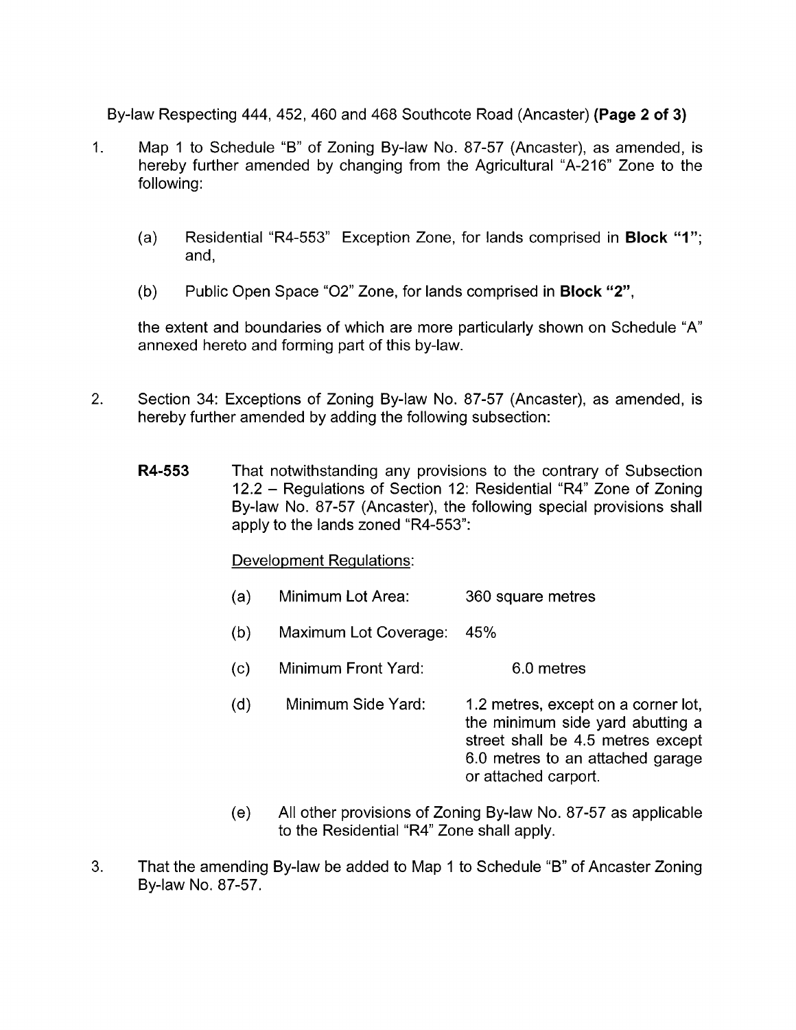By-law Respecting 444, 452, 460 and 468 Southcote Road (Ancaster) **(Page 2 of 3)**

1. Map 1 to Schedule "B" of Zoning By-law No. 87-57 (Ancaster), as amended, is hereby further amended by changing from the Agricultural "A-216" Zone to the following:

   (a) Residential "R4-553" Exception Zone, for lands comprised in **Block "1"**; and,

   (b) Public Open Space "O2" Zone, for lands comprised in **Block "2"**,

   the extent and boundaries of which are more particularly shown on Schedule "A" annexed hereto and forming part of this by-law.

2. Section 34: Exceptions of Zoning By-law No. 87-57 (Ancaster), as amended, is hereby further amended by adding the following subsection:

   **R4-553** That notwithstanding any provisions to the contrary of Subsection 12.2 – Regulations of Section 12: Residential "R4" Zone of Zoning By-law No. 87-57 (Ancaster), the following special provisions shall apply to the lands zoned "R4-553":

   Development Regulations:

   (a) Minimum Lot Area: 360 square metres

   (b) Maximum Lot Coverage: 45%

   (c) Minimum Front Yard: 6.0 metres

   (d) Minimum Side Yard: 1.2 metres, except on a corner lot, the minimum side yard abutting a street shall be 4.5 metres except 6.0 metres to an attached garage or attached carport.

   (e) All other provisions of Zoning By-law No. 87-57 as applicable to the Residential "R4" Zone shall apply.

3. That the amending By-law be added to Map 1 to Schedule "B" of Ancaster Zoning By-law No. 87-57.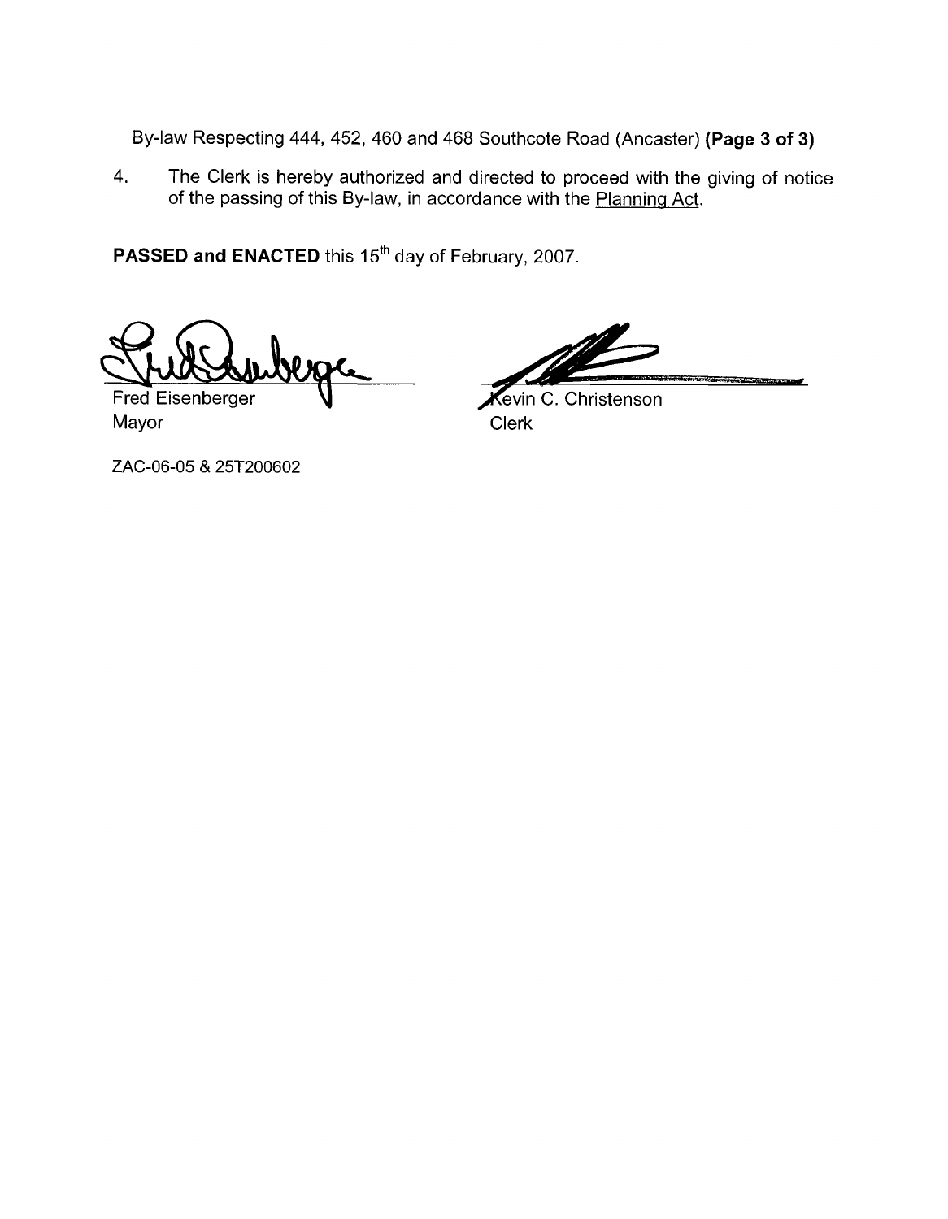By-law Respecting 444, 452, 460 and 468 Southcote Road (Ancaster) **(Page 3 of 3)**

4. The Clerk is hereby authorized and directed to proceed with the giving of notice of the passing of this By-law, in accordance with the Planning Act.

**PASSED and ENACTED** this 15th day of February, 2007.

Fred Eisenberger
Mayor

Kevin C. Christenson
Clerk

ZAC-06-05 & 25T200602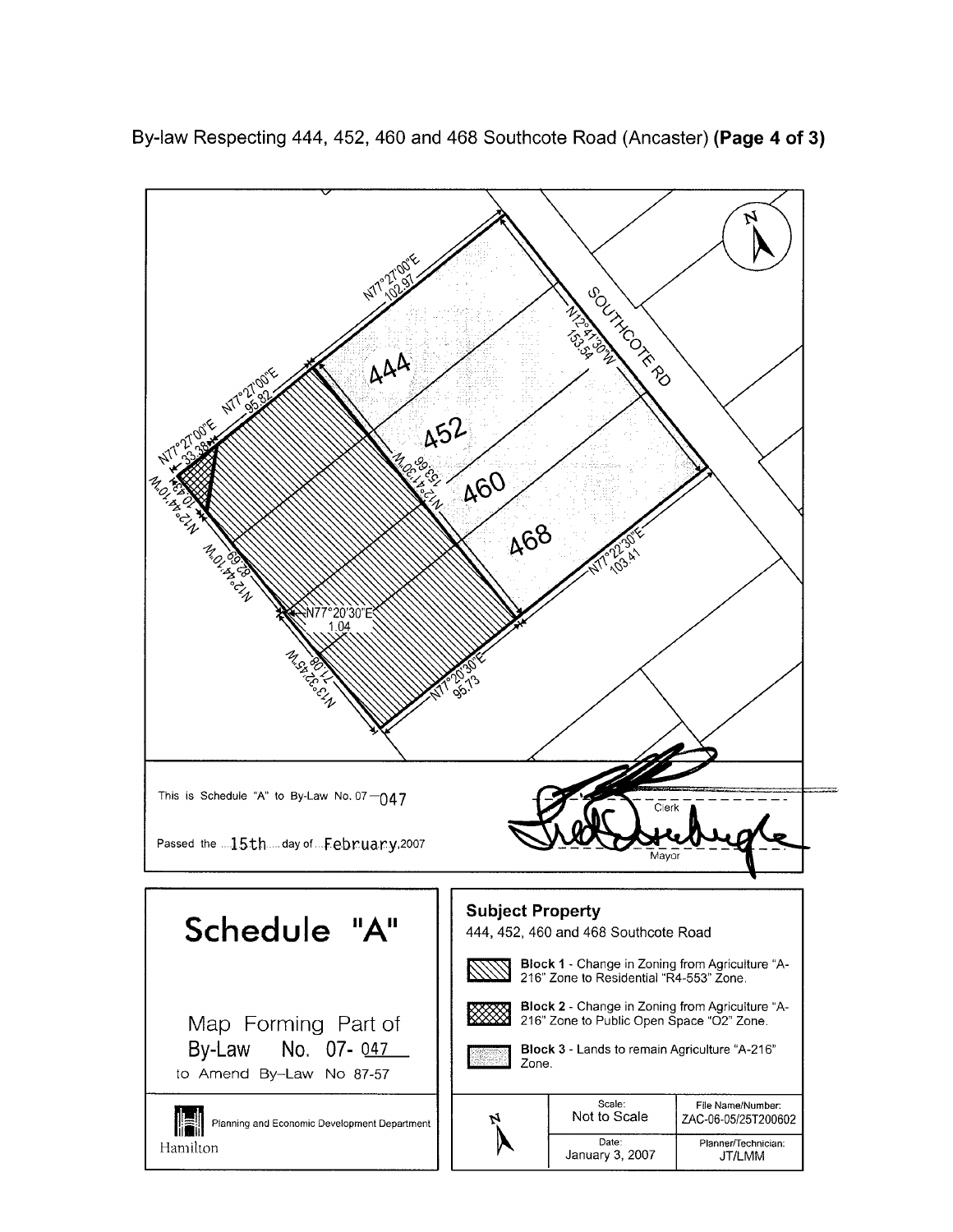By-law Respecting 444, 452, 460 and 468 Southcote Road (Ancaster) **(Page 4 of 3)**

N77°27'00"E
102.97

N77°27'00"E
95.82

N77°27'00"E
33.38

N12°41'30"W
153.54

SOUTHCOTE RD

444

452

460

468

N12°41'30"W
153.66

N12°44'10"W
10.43

N12°44'10"W
82.69

N77°20'30"E
1.04

N77°22'30"E
103.41

N13°32'45"W
71.08

N77°20'30"E
95.73

N

This is Schedule "A" to By-Law No. 07-047

Passed the 15th day of February, 2007

Clerk

Mayor

# Schedule "A"

Map Forming Part of
By-Law No. 07- 047
to Amend By-Law No 87-57

Planning and Economic Development Department
Hamilton

**Subject Property**
444, 452, 460 and 468 Southcote Road

**Block 1** - Change in Zoning from Agriculture "A-216" Zone to Residential "R4-553" Zone.

**Block 2** - Change in Zoning from Agriculture "A-216" Zone to Public Open Space "O2" Zone.

**Block 3** - Lands to remain Agriculture "A-216" Zone.

| | | |
|---|---|---|
| N | Scale: Not to Scale | File Name/Number: ZAC-06-05/25T200602 |
| | Date: January 3, 2007 | Planner/Technician: JT/LMM |